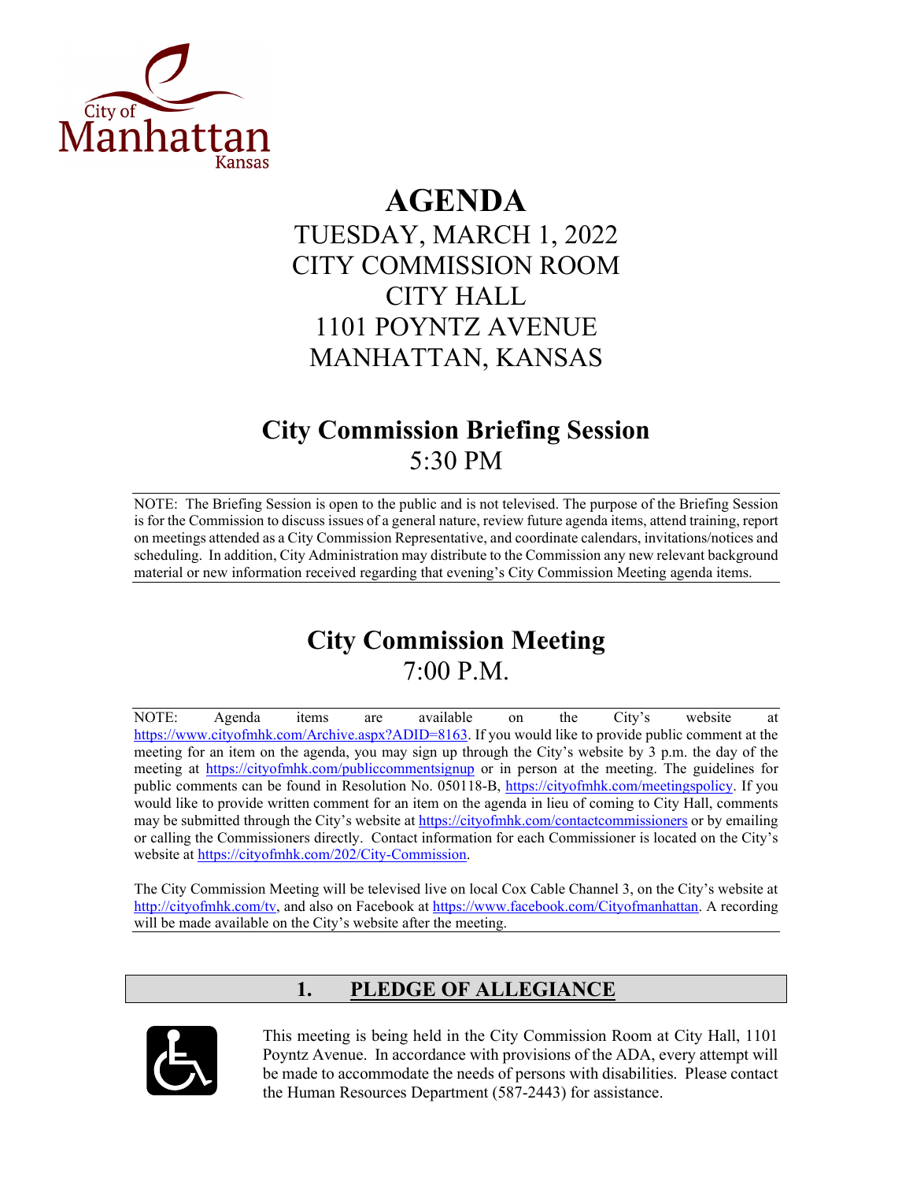City of Manhattan Kansas

# AGENDA

TUESDAY, MARCH 1, 2022
CITY COMMISSION ROOM
CITY HALL
1101 POYNTZ AVENUE
MANHATTAN, KANSAS

## City Commission Briefing Session

5:30 PM

NOTE: The Briefing Session is open to the public and is not televised. The purpose of the Briefing Session is for the Commission to discuss issues of a general nature, review future agenda items, attend training, report on meetings attended as a City Commission Representative, and coordinate calendars, invitations/notices and scheduling. In addition, City Administration may distribute to the Commission any new relevant background material or new information received regarding that evening's City Commission Meeting agenda items.

## City Commission Meeting

7:00 P.M.

NOTE: Agenda items are available on the City's website at https://www.cityofmhk.com/Archive.aspx?ADID=8163. If you would like to provide public comment at the meeting for an item on the agenda, you may sign up through the City's website by 3 p.m. the day of the meeting at https://cityofmhk.com/publiccommentsignup or in person at the meeting. The guidelines for public comments can be found in Resolution No. 050118-B, https://cityofmhk.com/meetingspolicy. If you would like to provide written comment for an item on the agenda in lieu of coming to City Hall, comments may be submitted through the City's website at https://cityofmhk.com/contactcommissioners or by emailing or calling the Commissioners directly. Contact information for each Commissioner is located on the City's website at https://cityofmhk.com/202/City-Commission.

The City Commission Meeting will be televised live on local Cox Cable Channel 3, on the City's website at http://cityofmhk.com/tv, and also on Facebook at https://www.facebook.com/Cityofmanhattan. A recording will be made available on the City's website after the meeting.

## 1. PLEDGE OF ALLEGIANCE

This meeting is being held in the City Commission Room at City Hall, 1101 Poyntz Avenue. In accordance with provisions of the ADA, every attempt will be made to accommodate the needs of persons with disabilities. Please contact the Human Resources Department (587-2443) for assistance.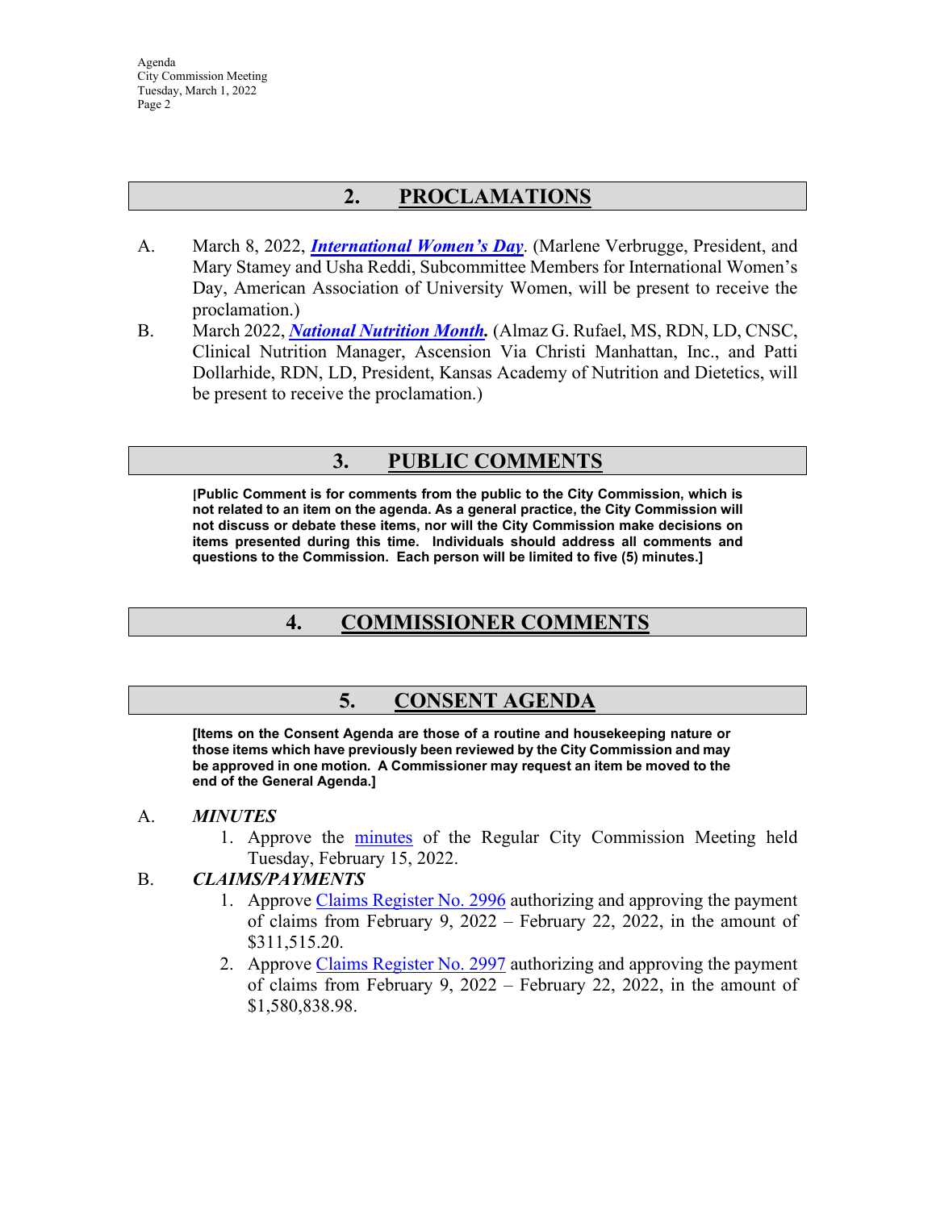## 2. PROCLAMATIONS

A. March 8, 2022, ***International Women's Day***. (Marlene Verbrugge, President, and Mary Stamey and Usha Reddi, Subcommittee Members for International Women's Day, American Association of University Women, will be present to receive the proclamation.)

B. March 2022, ***National Nutrition Month*.** (Almaz G. Rufael, MS, RDN, LD, CNSC, Clinical Nutrition Manager, Ascension Via Christi Manhattan, Inc., and Patti Dollarhide, RDN, LD, President, Kansas Academy of Nutrition and Dietetics, will be present to receive the proclamation.)

## 3. PUBLIC COMMENTS

**[Public Comment is for comments from the public to the City Commission, which is not related to an item on the agenda. As a general practice, the City Commission will not discuss or debate these items, nor will the City Commission make decisions on items presented during this time. Individuals should address all comments and questions to the Commission. Each person will be limited to five (5) minutes.]**

## 4. COMMISSIONER COMMENTS

## 5. CONSENT AGENDA

**[Items on the Consent Agenda are those of a routine and housekeeping nature or those items which have previously been reviewed by the City Commission and may be approved in one motion. A Commissioner may request an item be moved to the end of the General Agenda.]**

A. ***MINUTES***

1. Approve the minutes of the Regular City Commission Meeting held Tuesday, February 15, 2022.

B. ***CLAIMS/PAYMENTS***

1. Approve Claims Register No. 2996 authorizing and approving the payment of claims from February 9, 2022 – February 22, 2022, in the amount of $311,515.20.
2. Approve Claims Register No. 2997 authorizing and approving the payment of claims from February 9, 2022 – February 22, 2022, in the amount of $1,580,838.98.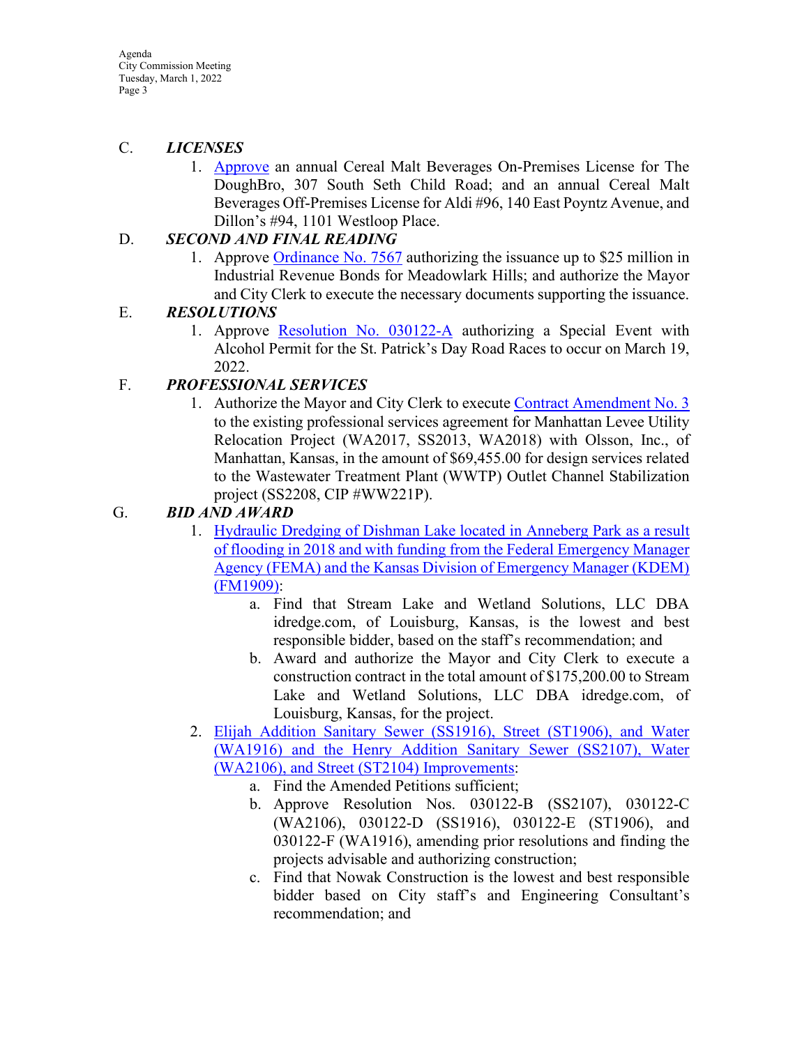C. ***LICENSES***

1. Approve an annual Cereal Malt Beverages On-Premises License for The DoughBro, 307 South Seth Child Road; and an annual Cereal Malt Beverages Off-Premises License for Aldi #96, 140 East Poyntz Avenue, and Dillon's #94, 1101 Westloop Place.

D. ***SECOND AND FINAL READING***

1. Approve Ordinance No. 7567 authorizing the issuance up to $25 million in Industrial Revenue Bonds for Meadowlark Hills; and authorize the Mayor and City Clerk to execute the necessary documents supporting the issuance.

E. ***RESOLUTIONS***

1. Approve Resolution No. 030122-A authorizing a Special Event with Alcohol Permit for the St. Patrick's Day Road Races to occur on March 19, 2022.

F. ***PROFESSIONAL SERVICES***

1. Authorize the Mayor and City Clerk to execute Contract Amendment No. 3 to the existing professional services agreement for Manhattan Levee Utility Relocation Project (WA2017, SS2013, WA2018) with Olsson, Inc., of Manhattan, Kansas, in the amount of $69,455.00 for design services related to the Wastewater Treatment Plant (WWTP) Outlet Channel Stabilization project (SS2208, CIP #WW221P).

G. ***BID AND AWARD***

1. Hydraulic Dredging of Dishman Lake located in Anneberg Park as a result of flooding in 2018 and with funding from the Federal Emergency Manager Agency (FEMA) and the Kansas Division of Emergency Manager (KDEM) (FM1909):
   a. Find that Stream Lake and Wetland Solutions, LLC DBA idredge.com, of Louisburg, Kansas, is the lowest and best responsible bidder, based on the staff's recommendation; and
   b. Award and authorize the Mayor and City Clerk to execute a construction contract in the total amount of $175,200.00 to Stream Lake and Wetland Solutions, LLC DBA idredge.com, of Louisburg, Kansas, for the project.
2. Elijah Addition Sanitary Sewer (SS1916), Street (ST1906), and Water (WA1916) and the Henry Addition Sanitary Sewer (SS2107), Water (WA2106), and Street (ST2104) Improvements:
   a. Find the Amended Petitions sufficient;
   b. Approve Resolution Nos. 030122-B (SS2107), 030122-C (WA2106), 030122-D (SS1916), 030122-E (ST1906), and 030122-F (WA1916), amending prior resolutions and finding the projects advisable and authorizing construction;
   c. Find that Nowak Construction is the lowest and best responsible bidder based on City staff's and Engineering Consultant's recommendation; and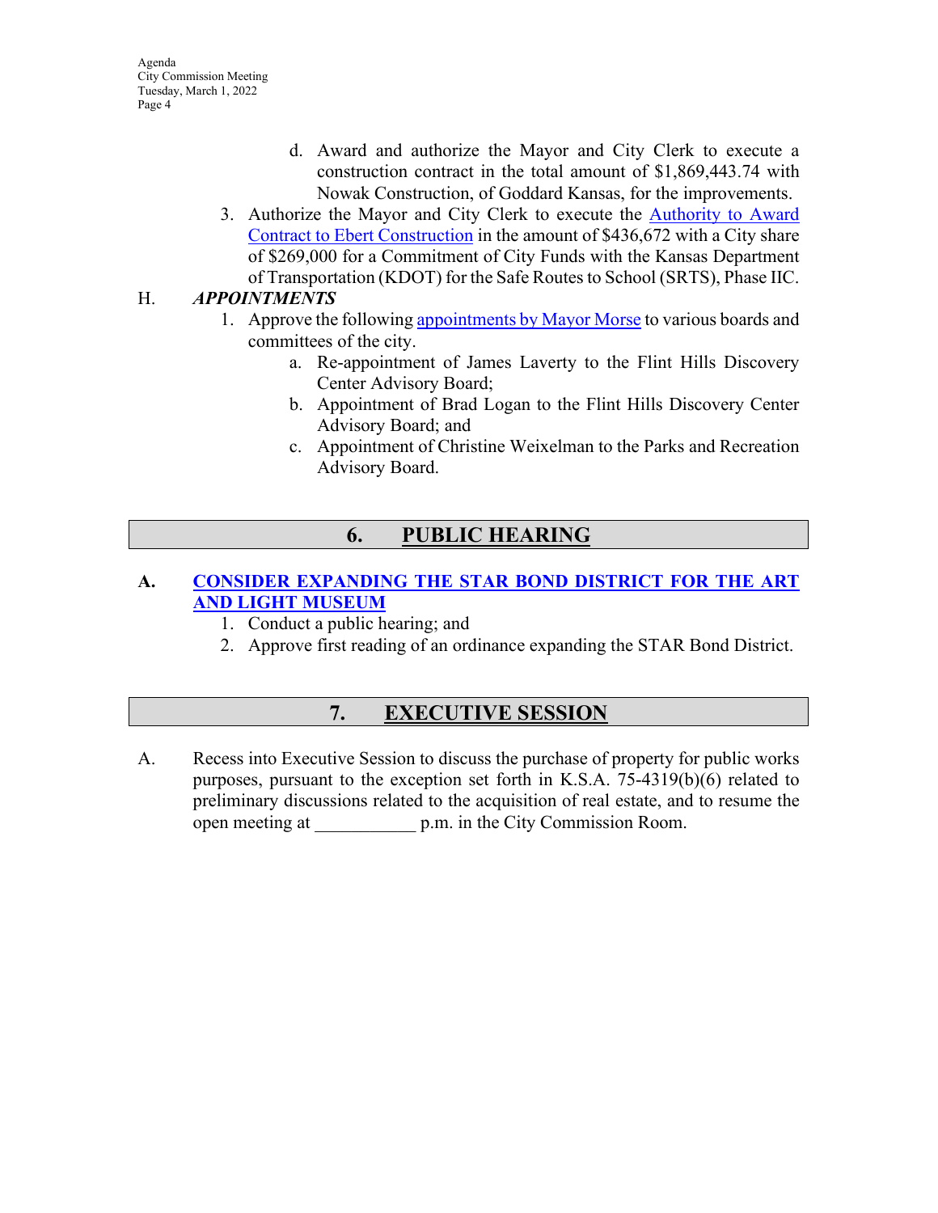d. Award and authorize the Mayor and City Clerk to execute a construction contract in the total amount of $1,869,443.74 with Nowak Construction, of Goddard Kansas, for the improvements.

3. Authorize the Mayor and City Clerk to execute the Authority to Award Contract to Ebert Construction in the amount of $436,672 with a City share of $269,000 for a Commitment of City Funds with the Kansas Department of Transportation (KDOT) for the Safe Routes to School (SRTS), Phase IIC.

H. ***APPOINTMENTS***

1. Approve the following appointments by Mayor Morse to various boards and committees of the city.
   a. Re-appointment of James Laverty to the Flint Hills Discovery Center Advisory Board;
   b. Appointment of Brad Logan to the Flint Hills Discovery Center Advisory Board; and
   c. Appointment of Christine Weixelman to the Parks and Recreation Advisory Board.

## 6. PUBLIC HEARING

**A. CONSIDER EXPANDING THE STAR BOND DISTRICT FOR THE ART AND LIGHT MUSEUM**

1. Conduct a public hearing; and
2. Approve first reading of an ordinance expanding the STAR Bond District.

## 7. EXECUTIVE SESSION

A. Recess into Executive Session to discuss the purchase of property for public works purposes, pursuant to the exception set forth in K.S.A. 75-4319(b)(6) related to preliminary discussions related to the acquisition of real estate, and to resume the open meeting at ___________ p.m. in the City Commission Room.